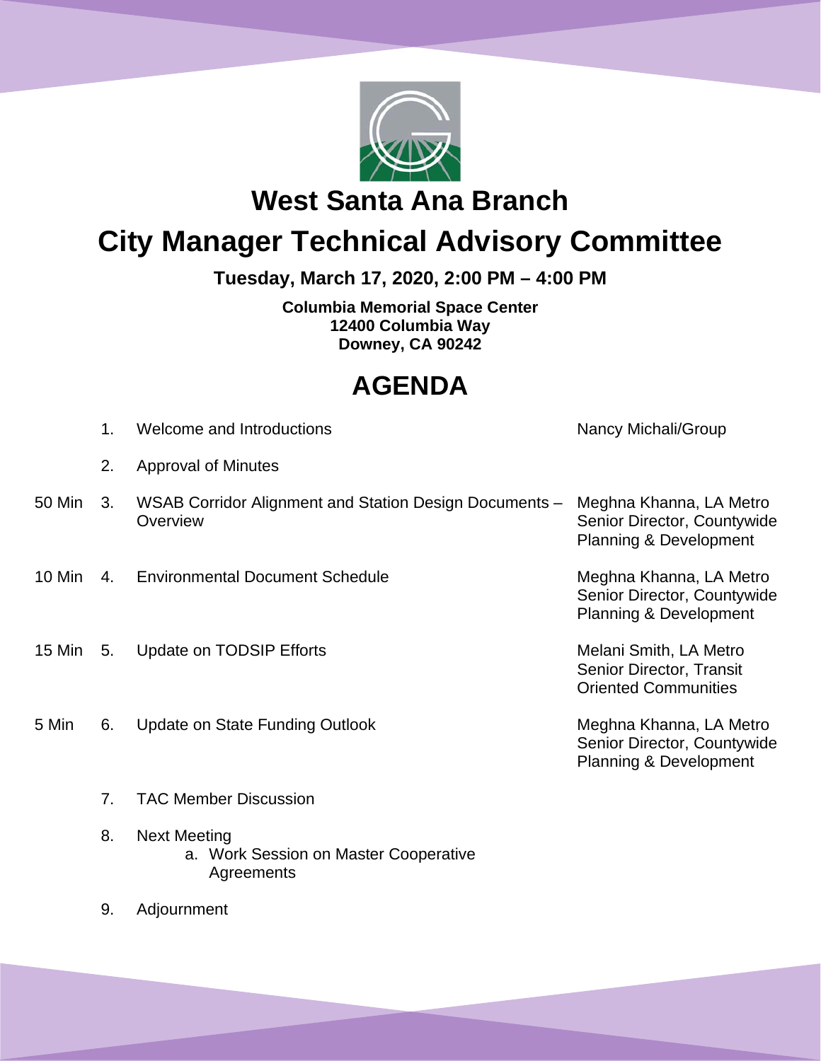# West Santa Ana Branch

# City Manager Technical Advisory Committee

**Tuesday, March 17, 2020, 2:00 PM – 4:00 PM**

**Columbia Memorial Space Center**
**12400 Columbia Way**
**Downey, CA 90242**

## AGENDA

| Time | No. | Item | Presenter |
|---|---|---|---|
| | 1. | Welcome and Introductions | Nancy Michali/Group |
| | 2. | Approval of Minutes | |
| 50 Min | 3. | WSAB Corridor Alignment and Station Design Documents – Overview | Meghna Khanna, LA Metro Senior Director, Countywide Planning & Development |
| 10 Min | 4. | Environmental Document Schedule | Meghna Khanna, LA Metro Senior Director, Countywide Planning & Development |
| 15 Min | 5. | Update on TODSIP Efforts | Melani Smith, LA Metro Senior Director, Transit Oriented Communities |
| 5 Min | 6. | Update on State Funding Outlook | Meghna Khanna, LA Metro Senior Director, Countywide Planning & Development |
| | 7. | TAC Member Discussion | |
| | 8. | Next Meeting<br>a. Work Session on Master Cooperative Agreements | |
| | 9. | Adjournment | |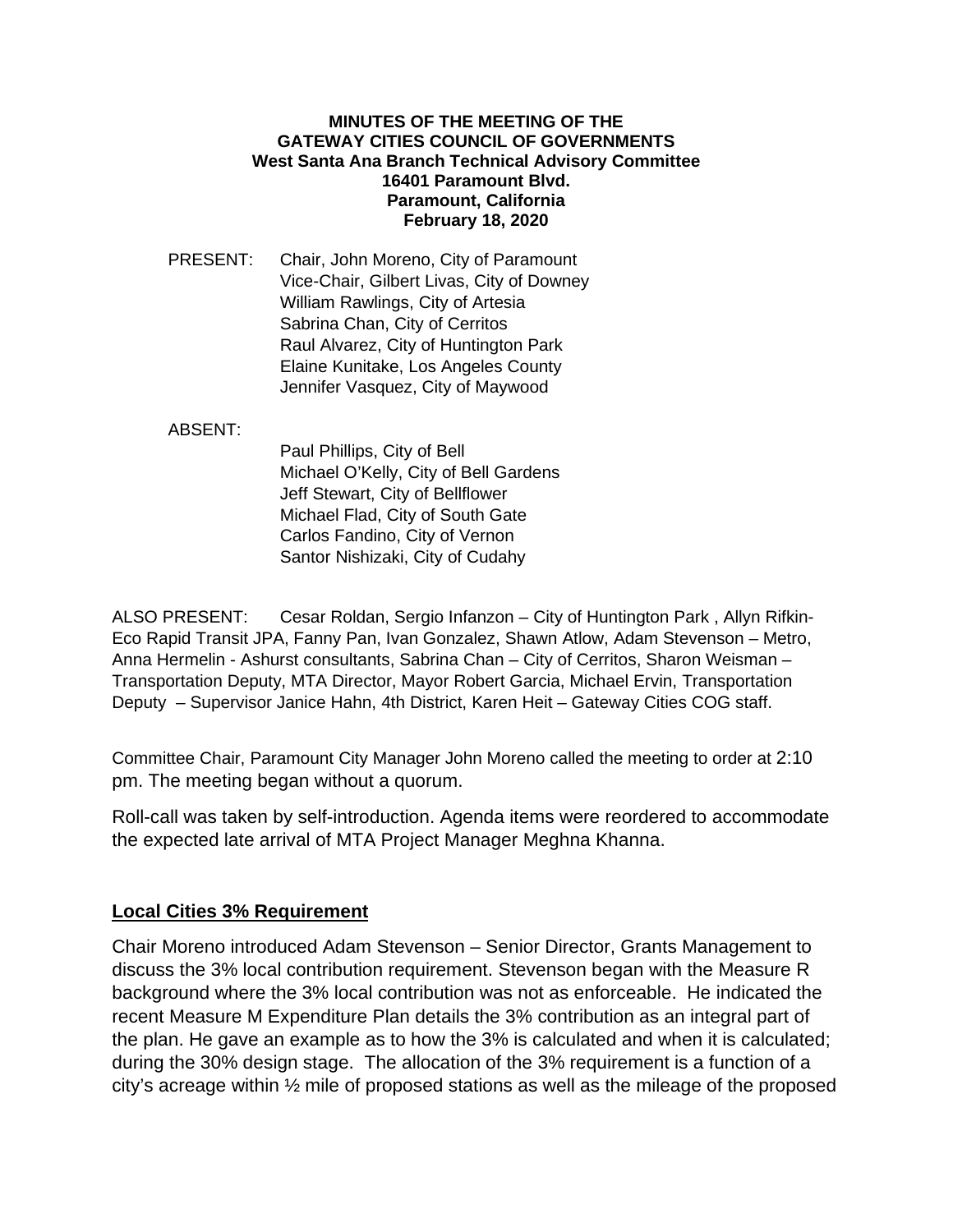**MINUTES OF THE MEETING OF THE**
**GATEWAY CITIES COUNCIL OF GOVERNMENTS**
**West Santa Ana Branch Technical Advisory Committee**
**16401 Paramount Blvd.**
**Paramount, California**
**February 18, 2020**

PRESENT: Chair, John Moreno, City of Paramount
Vice-Chair, Gilbert Livas, City of Downey
William Rawlings, City of Artesia
Sabrina Chan, City of Cerritos
Raul Alvarez, City of Huntington Park
Elaine Kunitake, Los Angeles County
Jennifer Vasquez, City of Maywood

ABSENT:
Paul Phillips, City of Bell
Michael O'Kelly, City of Bell Gardens
Jeff Stewart, City of Bellflower
Michael Flad, City of South Gate
Carlos Fandino, City of Vernon
Santor Nishizaki, City of Cudahy

ALSO PRESENT: Cesar Roldan, Sergio Infanzon – City of Huntington Park , Allyn Rifkin-Eco Rapid Transit JPA, Fanny Pan, Ivan Gonzalez, Shawn Atlow, Adam Stevenson – Metro, Anna Hermelin - Ashurst consultants, Sabrina Chan – City of Cerritos, Sharon Weisman – Transportation Deputy, MTA Director, Mayor Robert Garcia, Michael Ervin, Transportation Deputy – Supervisor Janice Hahn, 4th District, Karen Heit – Gateway Cities COG staff.

Committee Chair, Paramount City Manager John Moreno called the meeting to order at 2:10 pm. The meeting began without a quorum.

Roll-call was taken by self-introduction. Agenda items were reordered to accommodate the expected late arrival of MTA Project Manager Meghna Khanna.

**Local Cities 3% Requirement**

Chair Moreno introduced Adam Stevenson – Senior Director, Grants Management to discuss the 3% local contribution requirement. Stevenson began with the Measure R background where the 3% local contribution was not as enforceable. He indicated the recent Measure M Expenditure Plan details the 3% contribution as an integral part of the plan. He gave an example as to how the 3% is calculated and when it is calculated; during the 30% design stage. The allocation of the 3% requirement is a function of a city's acreage within ½ mile of proposed stations as well as the mileage of the proposed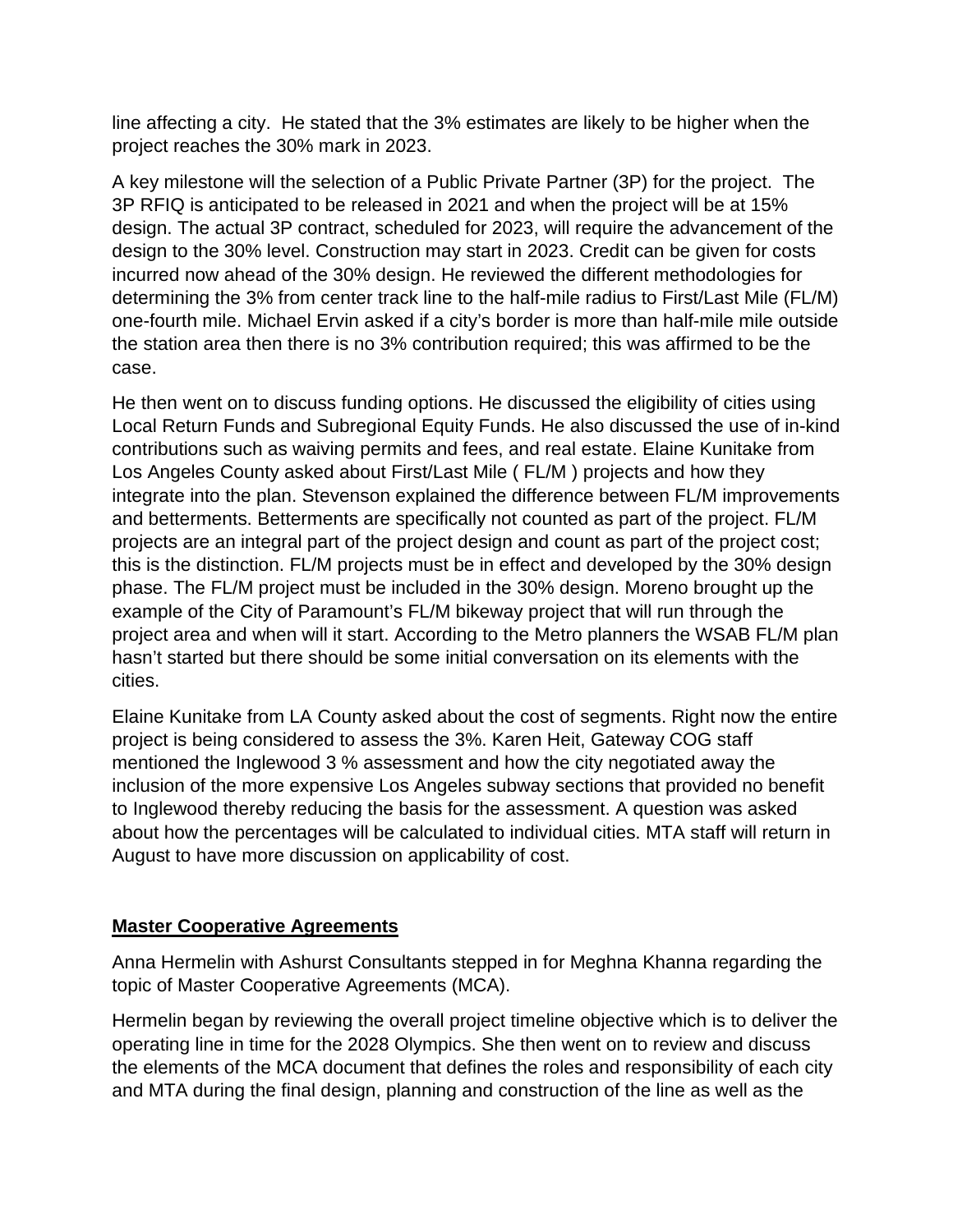line affecting a city. He stated that the 3% estimates are likely to be higher when the project reaches the 30% mark in 2023.

A key milestone will the selection of a Public Private Partner (3P) for the project. The 3P RFIQ is anticipated to be released in 2021 and when the project will be at 15% design. The actual 3P contract, scheduled for 2023, will require the advancement of the design to the 30% level. Construction may start in 2023. Credit can be given for costs incurred now ahead of the 30% design. He reviewed the different methodologies for determining the 3% from center track line to the half-mile radius to First/Last Mile (FL/M) one-fourth mile. Michael Ervin asked if a city's border is more than half-mile mile outside the station area then there is no 3% contribution required; this was affirmed to be the case.

He then went on to discuss funding options. He discussed the eligibility of cities using Local Return Funds and Subregional Equity Funds. He also discussed the use of in-kind contributions such as waiving permits and fees, and real estate. Elaine Kunitake from Los Angeles County asked about First/Last Mile ( FL/M ) projects and how they integrate into the plan. Stevenson explained the difference between FL/M improvements and betterments. Betterments are specifically not counted as part of the project. FL/M projects are an integral part of the project design and count as part of the project cost; this is the distinction. FL/M projects must be in effect and developed by the 30% design phase. The FL/M project must be included in the 30% design. Moreno brought up the example of the City of Paramount's FL/M bikeway project that will run through the project area and when will it start. According to the Metro planners the WSAB FL/M plan hasn't started but there should be some initial conversation on its elements with the cities.

Elaine Kunitake from LA County asked about the cost of segments. Right now the entire project is being considered to assess the 3%. Karen Heit, Gateway COG staff mentioned the Inglewood 3 % assessment and how the city negotiated away the inclusion of the more expensive Los Angeles subway sections that provided no benefit to Inglewood thereby reducing the basis for the assessment. A question was asked about how the percentages will be calculated to individual cities. MTA staff will return in August to have more discussion on applicability of cost.

## Master Cooperative Agreements

Anna Hermelin with Ashurst Consultants stepped in for Meghna Khanna regarding the topic of Master Cooperative Agreements (MCA).

Hermelin began by reviewing the overall project timeline objective which is to deliver the operating line in time for the 2028 Olympics. She then went on to review and discuss the elements of the MCA document that defines the roles and responsibility of each city and MTA during the final design, planning and construction of the line as well as the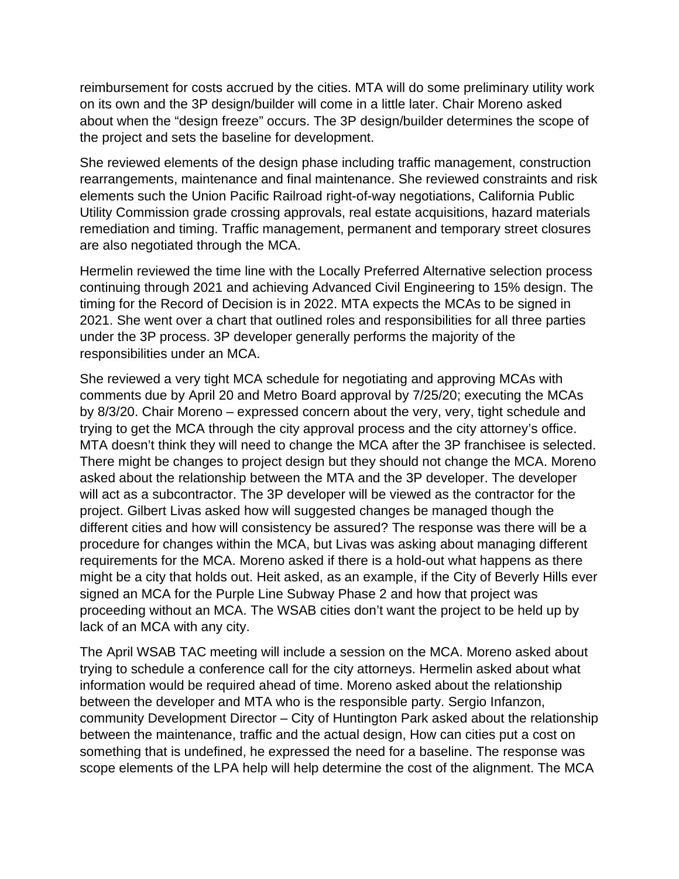reimbursement for costs accrued by the cities. MTA will do some preliminary utility work on its own and the 3P design/builder will come in a little later. Chair Moreno asked about when the "design freeze" occurs. The 3P design/builder determines the scope of the project and sets the baseline for development.

She reviewed elements of the design phase including traffic management, construction rearrangements, maintenance and final maintenance. She reviewed constraints and risk elements such the Union Pacific Railroad right-of-way negotiations, California Public Utility Commission grade crossing approvals, real estate acquisitions, hazard materials remediation and timing. Traffic management, permanent and temporary street closures are also negotiated through the MCA.

Hermelin reviewed the time line with the Locally Preferred Alternative selection process continuing through 2021 and achieving Advanced Civil Engineering to 15% design. The timing for the Record of Decision is in 2022. MTA expects the MCAs to be signed in 2021. She went over a chart that outlined roles and responsibilities for all three parties under the 3P process. 3P developer generally performs the majority of the responsibilities under an MCA.

She reviewed a very tight MCA schedule for negotiating and approving MCAs with comments due by April 20 and Metro Board approval by 7/25/20; executing the MCAs by 8/3/20. Chair Moreno – expressed concern about the very, very, tight schedule and trying to get the MCA through the city approval process and the city attorney's office. MTA doesn't think they will need to change the MCA after the 3P franchisee is selected. There might be changes to project design but they should not change the MCA. Moreno asked about the relationship between the MTA and the 3P developer. The developer will act as a subcontractor. The 3P developer will be viewed as the contractor for the project. Gilbert Livas asked how will suggested changes be managed though the different cities and how will consistency be assured? The response was there will be a procedure for changes within the MCA, but Livas was asking about managing different requirements for the MCA. Moreno asked if there is a hold-out what happens as there might be a city that holds out. Heit asked, as an example, if the City of Beverly Hills ever signed an MCA for the Purple Line Subway Phase 2 and how that project was proceeding without an MCA. The WSAB cities don't want the project to be held up by lack of an MCA with any city.

The April WSAB TAC meeting will include a session on the MCA. Moreno asked about trying to schedule a conference call for the city attorneys. Hermelin asked about what information would be required ahead of time. Moreno asked about the relationship between the developer and MTA who is the responsible party. Sergio Infanzon, community Development Director – City of Huntington Park asked about the relationship between the maintenance, traffic and the actual design, How can cities put a cost on something that is undefined, he expressed the need for a baseline. The response was scope elements of the LPA help will help determine the cost of the alignment. The MCA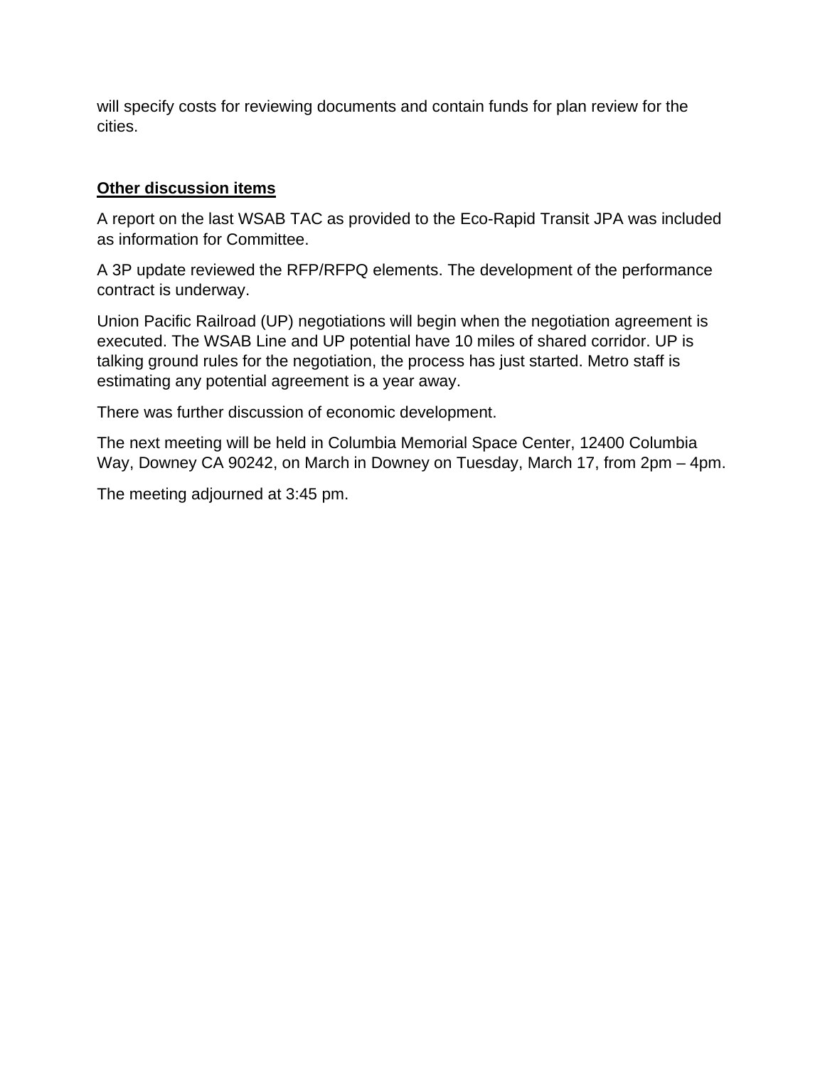will specify costs for reviewing documents and contain funds for plan review for the cities.

**<u>Other discussion items</u>**

A report on the last WSAB TAC as provided to the Eco-Rapid Transit JPA was included as information for Committee.

A 3P update reviewed the RFP/RFPQ elements. The development of the performance contract is underway.

Union Pacific Railroad (UP) negotiations will begin when the negotiation agreement is executed. The WSAB Line and UP potential have 10 miles of shared corridor. UP is talking ground rules for the negotiation, the process has just started. Metro staff is estimating any potential agreement is a year away.

There was further discussion of economic development.

The next meeting will be held in Columbia Memorial Space Center, 12400 Columbia Way, Downey CA 90242, on March in Downey on Tuesday, March 17, from 2pm – 4pm.

The meeting adjourned at 3:45 pm.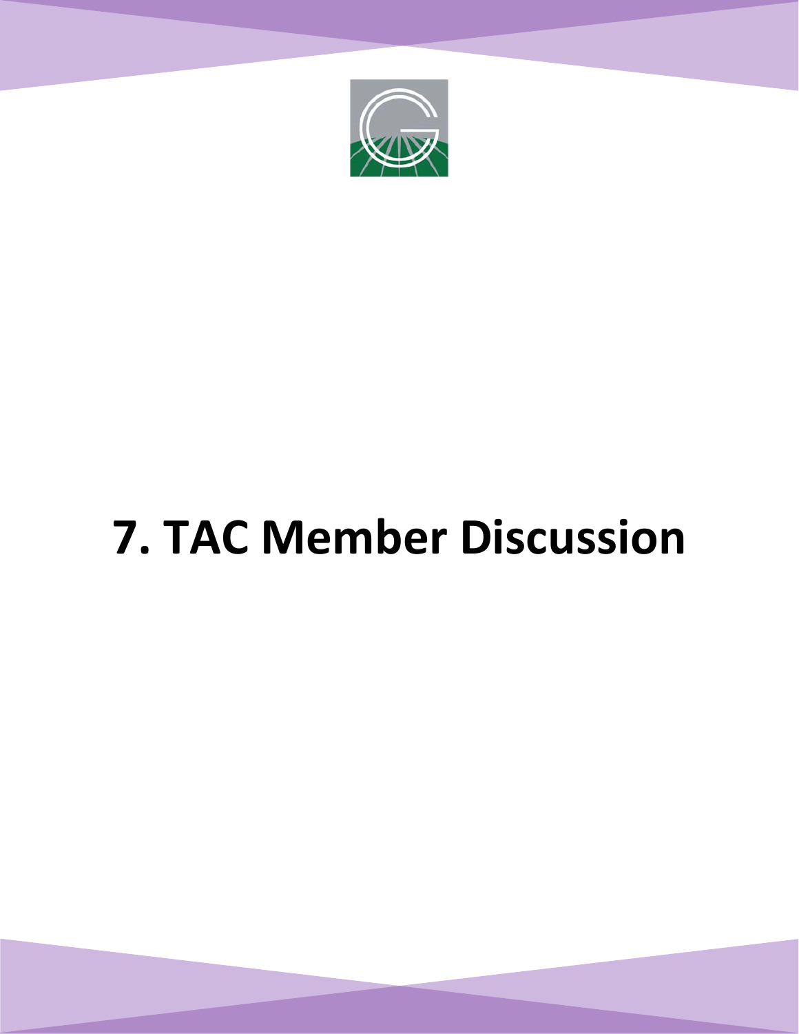# 7. TAC Member Discussion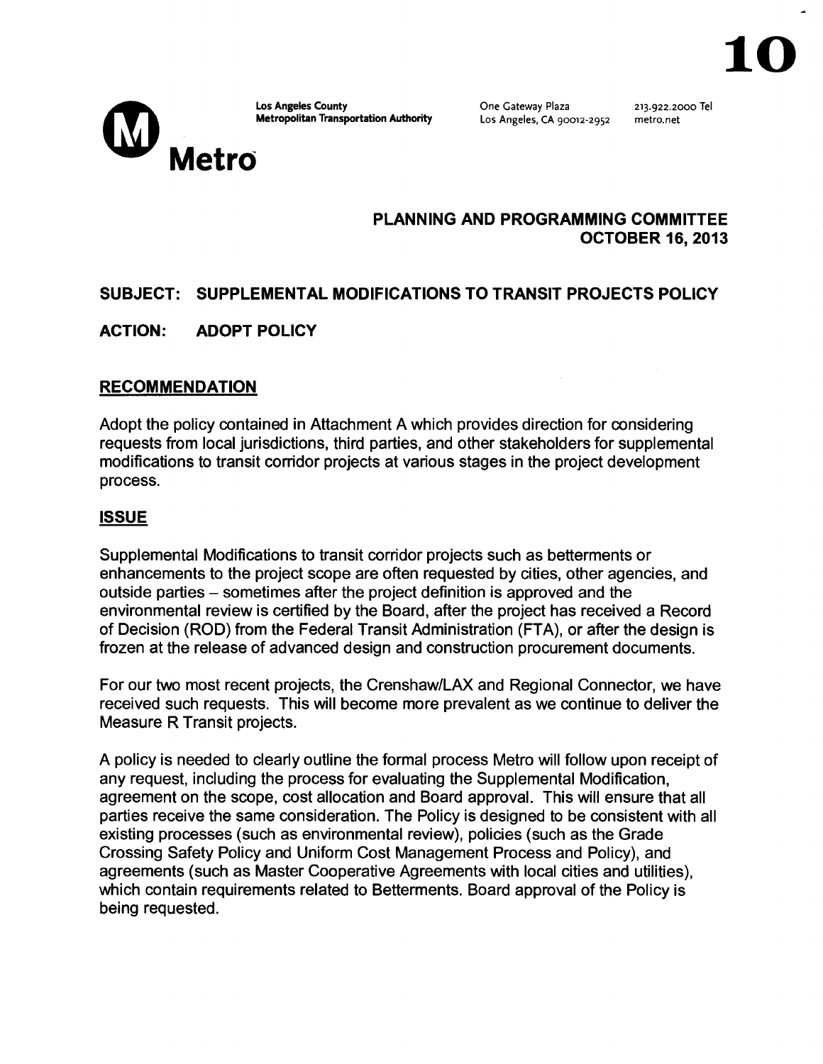10

Los Angeles County
Metropolitan Transportation Authority

One Gateway Plaza
Los Angeles, CA 90012-2952

213.922.2000 Tel
metro.net

Metro

**PLANNING AND PROGRAMMING COMMITTEE**
**OCTOBER 16, 2013**

**SUBJECT: SUPPLEMENTAL MODIFICATIONS TO TRANSIT PROJECTS POLICY**

**ACTION: ADOPT POLICY**

## RECOMMENDATION

Adopt the policy contained in Attachment A which provides direction for considering requests from local jurisdictions, third parties, and other stakeholders for supplemental modifications to transit corridor projects at various stages in the project development process.

## ISSUE

Supplemental Modifications to transit corridor projects such as betterments or enhancements to the project scope are often requested by cities, other agencies, and outside parties – sometimes after the project definition is approved and the environmental review is certified by the Board, after the project has received a Record of Decision (ROD) from the Federal Transit Administration (FTA), or after the design is frozen at the release of advanced design and construction procurement documents.

For our two most recent projects, the Crenshaw/LAX and Regional Connector, we have received such requests. This will become more prevalent as we continue to deliver the Measure R Transit projects.

A policy is needed to clearly outline the formal process Metro will follow upon receipt of any request, including the process for evaluating the Supplemental Modification, agreement on the scope, cost allocation and Board approval. This will ensure that all parties receive the same consideration. The Policy is designed to be consistent with all existing processes (such as environmental review), policies (such as the Grade Crossing Safety Policy and Uniform Cost Management Process and Policy), and agreements (such as Master Cooperative Agreements with local cities and utilities), which contain requirements related to Betterments. Board approval of the Policy is being requested.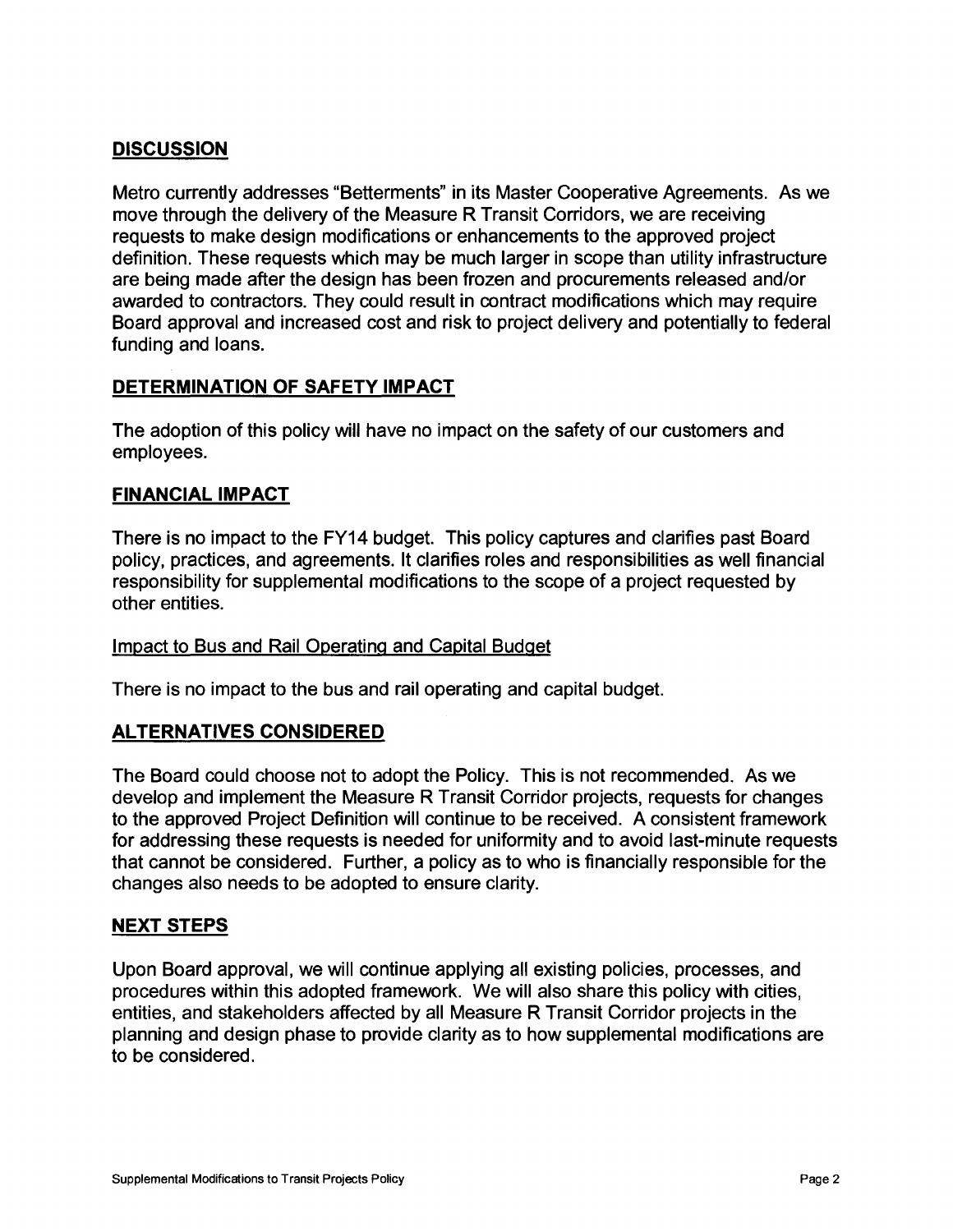## DISCUSSION

Metro currently addresses "Betterments" in its Master Cooperative Agreements. As we move through the delivery of the Measure R Transit Corridors, we are receiving requests to make design modifications or enhancements to the approved project definition. These requests which may be much larger in scope than utility infrastructure are being made after the design has been frozen and procurements released and/or awarded to contractors. They could result in contract modifications which may require Board approval and increased cost and risk to project delivery and potentially to federal funding and loans.

## DETERMINATION OF SAFETY IMPACT

The adoption of this policy will have no impact on the safety of our customers and employees.

## FINANCIAL IMPACT

There is no impact to the FY14 budget. This policy captures and clarifies past Board policy, practices, and agreements. It clarifies roles and responsibilities as well financial responsibility for supplemental modifications to the scope of a project requested by other entities.

### Impact to Bus and Rail Operating and Capital Budget

There is no impact to the bus and rail operating and capital budget.

## ALTERNATIVES CONSIDERED

The Board could choose not to adopt the Policy. This is not recommended. As we develop and implement the Measure R Transit Corridor projects, requests for changes to the approved Project Definition will continue to be received. A consistent framework for addressing these requests is needed for uniformity and to avoid last-minute requests that cannot be considered. Further, a policy as to who is financially responsible for the changes also needs to be adopted to ensure clarity.

## NEXT STEPS

Upon Board approval, we will continue applying all existing policies, processes, and procedures within this adopted framework. We will also share this policy with cities, entities, and stakeholders affected by all Measure R Transit Corridor projects in the planning and design phase to provide clarity as to how supplemental modifications are to be considered.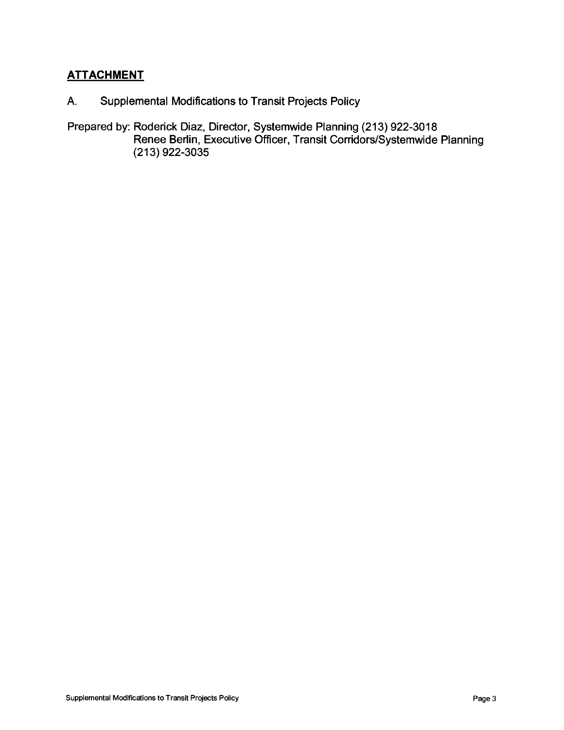## ATTACHMENT

A. Supplemental Modifications to Transit Projects Policy

Prepared by: Roderick Diaz, Director, Systemwide Planning (213) 922-3018
Renee Berlin, Executive Officer, Transit Corridors/Systemwide Planning (213) 922-3035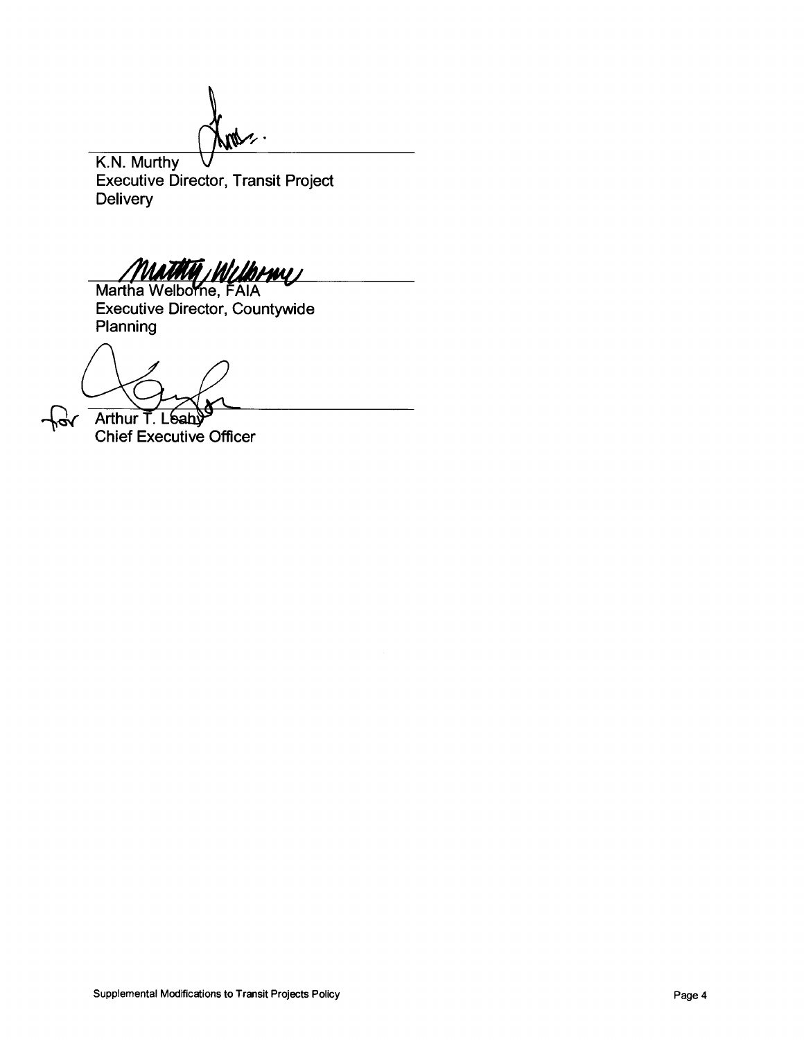K.N. Murthy
Executive Director, Transit Project Delivery

Martha Welborne, FAIA
Executive Director, Countywide Planning

for Arthur T. Leahy
Chief Executive Officer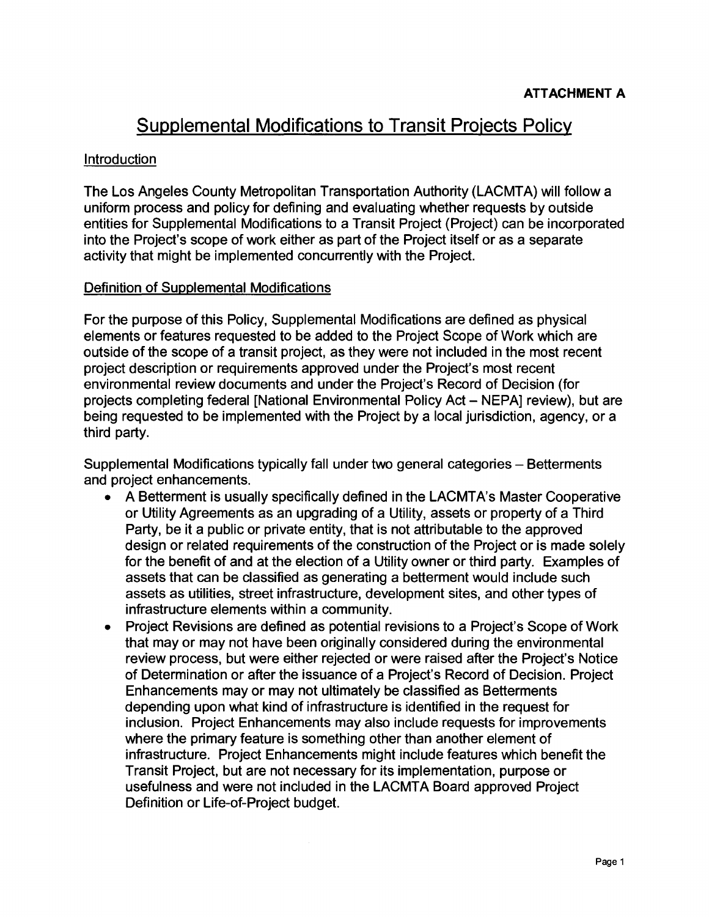**ATTACHMENT A**

# Supplemental Modifications to Transit Projects Policy

## Introduction

The Los Angeles County Metropolitan Transportation Authority (LACMTA) will follow a uniform process and policy for defining and evaluating whether requests by outside entities for Supplemental Modifications to a Transit Project (Project) can be incorporated into the Project's scope of work either as part of the Project itself or as a separate activity that might be implemented concurrently with the Project.

## Definition of Supplemental Modifications

For the purpose of this Policy, Supplemental Modifications are defined as physical elements or features requested to be added to the Project Scope of Work which are outside of the scope of a transit project, as they were not included in the most recent project description or requirements approved under the Project's most recent environmental review documents and under the Project's Record of Decision (for projects completing federal [National Environmental Policy Act – NEPA] review), but are being requested to be implemented with the Project by a local jurisdiction, agency, or a third party.

Supplemental Modifications typically fall under two general categories – Betterments and project enhancements.

- A Betterment is usually specifically defined in the LACMTA's Master Cooperative or Utility Agreements as an upgrading of a Utility, assets or property of a Third Party, be it a public or private entity, that is not attributable to the approved design or related requirements of the construction of the Project or is made solely for the benefit of and at the election of a Utility owner or third party. Examples of assets that can be classified as generating a betterment would include such assets as utilities, street infrastructure, development sites, and other types of infrastructure elements within a community.
- Project Revisions are defined as potential revisions to a Project's Scope of Work that may or may not have been originally considered during the environmental review process, but were either rejected or were raised after the Project's Notice of Determination or after the issuance of a Project's Record of Decision. Project Enhancements may or may not ultimately be classified as Betterments depending upon what kind of infrastructure is identified in the request for inclusion. Project Enhancements may also include requests for improvements where the primary feature is something other than another element of infrastructure. Project Enhancements might include features which benefit the Transit Project, but are not necessary for its implementation, purpose or usefulness and were not included in the LACMTA Board approved Project Definition or Life-of-Project budget.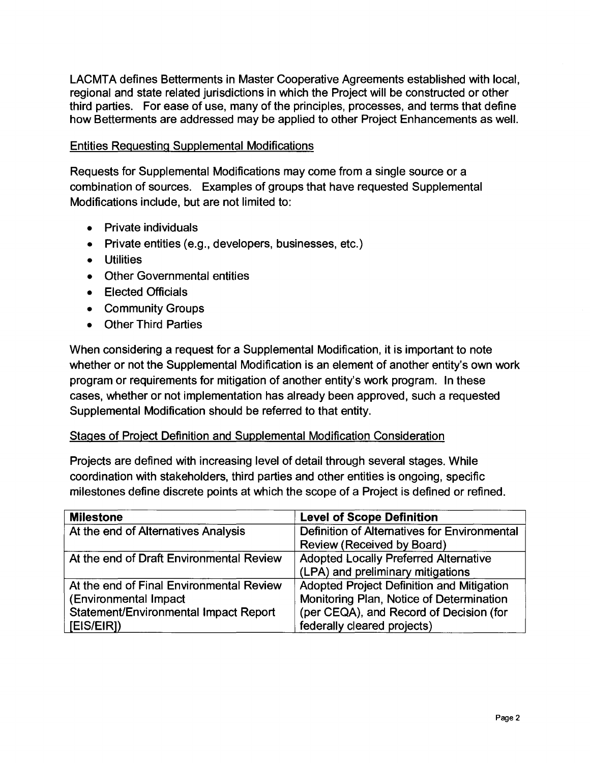LACMTA defines Betterments in Master Cooperative Agreements established with local, regional and state related jurisdictions in which the Project will be constructed or other third parties. For ease of use, many of the principles, processes, and terms that define how Betterments are addressed may be applied to other Project Enhancements as well.

### Entities Requesting Supplemental Modifications

Requests for Supplemental Modifications may come from a single source or a combination of sources. Examples of groups that have requested Supplemental Modifications include, but are not limited to:

- Private individuals
- Private entities (e.g., developers, businesses, etc.)
- Utilities
- Other Governmental entities
- Elected Officials
- Community Groups
- Other Third Parties

When considering a request for a Supplemental Modification, it is important to note whether or not the Supplemental Modification is an element of another entity's own work program or requirements for mitigation of another entity's work program. In these cases, whether or not implementation has already been approved, such a requested Supplemental Modification should be referred to that entity.

### Stages of Project Definition and Supplemental Modification Consideration

Projects are defined with increasing level of detail through several stages. While coordination with stakeholders, third parties and other entities is ongoing, specific milestones define discrete points at which the scope of a Project is defined or refined.

| **Milestone** | **Level of Scope Definition** |
|---|---|
| At the end of Alternatives Analysis | Definition of Alternatives for Environmental Review (Received by Board) |
| At the end of Draft Environmental Review | Adopted Locally Preferred Alternative (LPA) and preliminary mitigations |
| At the end of Final Environmental Review (Environmental Impact Statement/Environmental Impact Report [EIS/EIR]) | Adopted Project Definition and Mitigation Monitoring Plan, Notice of Determination (per CEQA), and Record of Decision (for federally cleared projects) |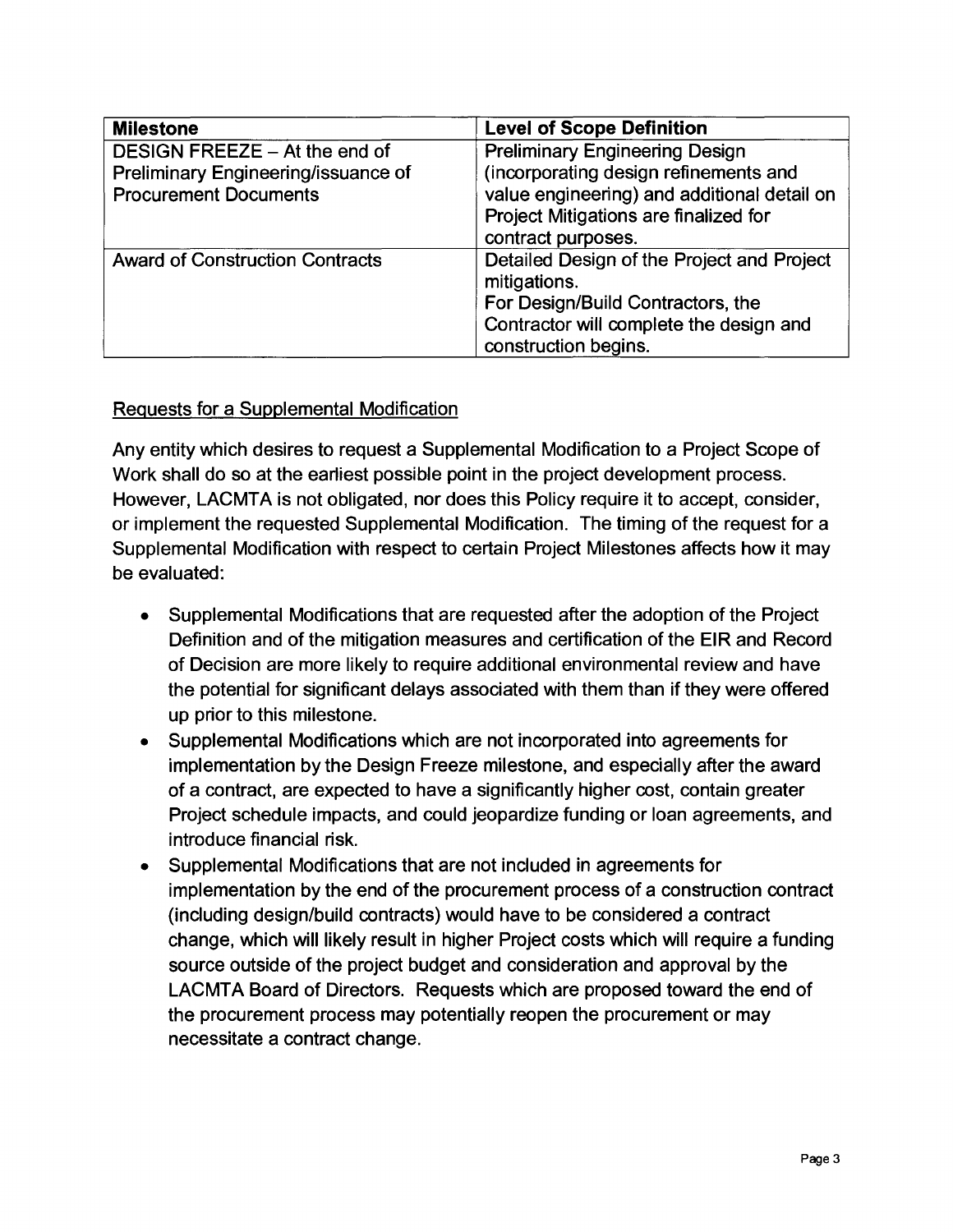| Milestone | Level of Scope Definition |
| --- | --- |
| DESIGN FREEZE – At the end of Preliminary Engineering/issuance of Procurement Documents | Preliminary Engineering Design (incorporating design refinements and value engineering) and additional detail on Project Mitigations are finalized for contract purposes. |
| Award of Construction Contracts | Detailed Design of the Project and Project mitigations. For Design/Build Contractors, the Contractor will complete the design and construction begins. |

<u>Requests for a Supplemental Modification</u>

Any entity which desires to request a Supplemental Modification to a Project Scope of Work shall do so at the earliest possible point in the project development process. However, LACMTA is not obligated, nor does this Policy require it to accept, consider, or implement the requested Supplemental Modification. The timing of the request for a Supplemental Modification with respect to certain Project Milestones affects how it may be evaluated:

- Supplemental Modifications that are requested after the adoption of the Project Definition and of the mitigation measures and certification of the EIR and Record of Decision are more likely to require additional environmental review and have the potential for significant delays associated with them than if they were offered up prior to this milestone.
- Supplemental Modifications which are not incorporated into agreements for implementation by the Design Freeze milestone, and especially after the award of a contract, are expected to have a significantly higher cost, contain greater Project schedule impacts, and could jeopardize funding or loan agreements, and introduce financial risk.
- Supplemental Modifications that are not included in agreements for implementation by the end of the procurement process of a construction contract (including design/build contracts) would have to be considered a contract change, which will likely result in higher Project costs which will require a funding source outside of the project budget and consideration and approval by the LACMTA Board of Directors. Requests which are proposed toward the end of the procurement process may potentially reopen the procurement or may necessitate a contract change.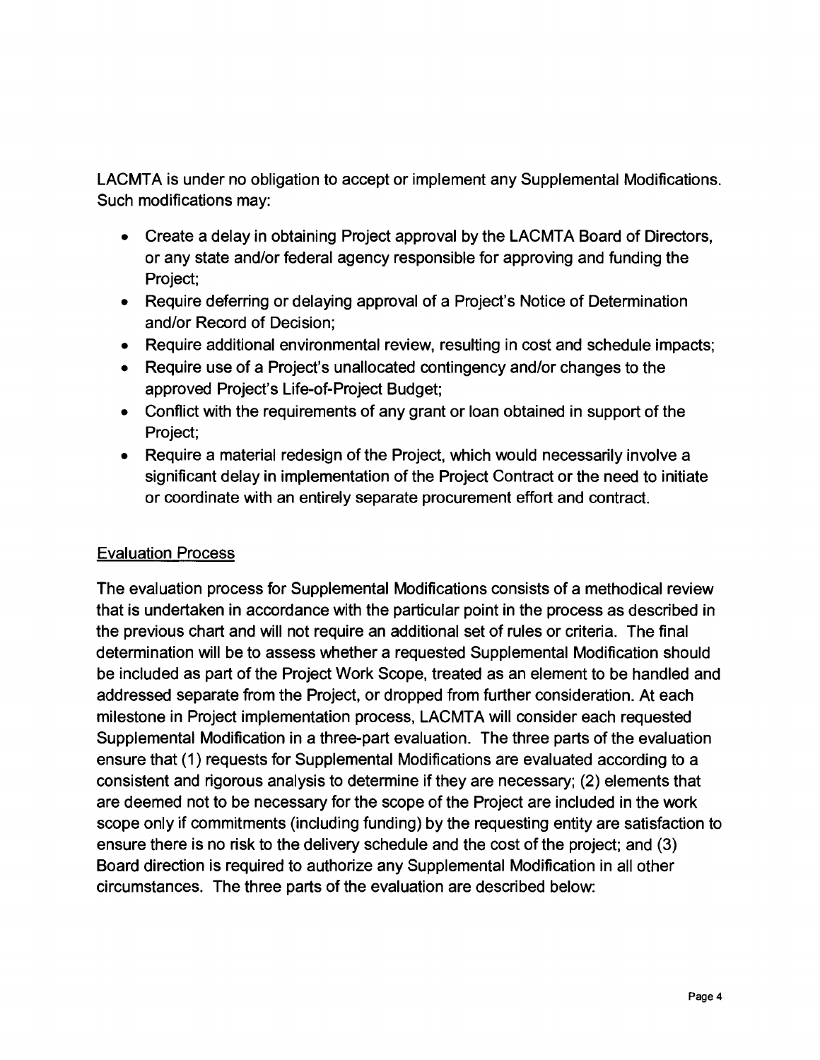LACMTA is under no obligation to accept or implement any Supplemental Modifications. Such modifications may:

- Create a delay in obtaining Project approval by the LACMTA Board of Directors, or any state and/or federal agency responsible for approving and funding the Project;
- Require deferring or delaying approval of a Project's Notice of Determination and/or Record of Decision;
- Require additional environmental review, resulting in cost and schedule impacts;
- Require use of a Project's unallocated contingency and/or changes to the approved Project's Life-of-Project Budget;
- Conflict with the requirements of any grant or loan obtained in support of the Project;
- Require a material redesign of the Project, which would necessarily involve a significant delay in implementation of the Project Contract or the need to initiate or coordinate with an entirely separate procurement effort and contract.

## Evaluation Process

The evaluation process for Supplemental Modifications consists of a methodical review that is undertaken in accordance with the particular point in the process as described in the previous chart and will not require an additional set of rules or criteria. The final determination will be to assess whether a requested Supplemental Modification should be included as part of the Project Work Scope, treated as an element to be handled and addressed separate from the Project, or dropped from further consideration. At each milestone in Project implementation process, LACMTA will consider each requested Supplemental Modification in a three-part evaluation. The three parts of the evaluation ensure that (1) requests for Supplemental Modifications are evaluated according to a consistent and rigorous analysis to determine if they are necessary; (2) elements that are deemed not to be necessary for the scope of the Project are included in the work scope only if commitments (including funding) by the requesting entity are satisfaction to ensure there is no risk to the delivery schedule and the cost of the project; and (3) Board direction is required to authorize any Supplemental Modification in all other circumstances. The three parts of the evaluation are described below: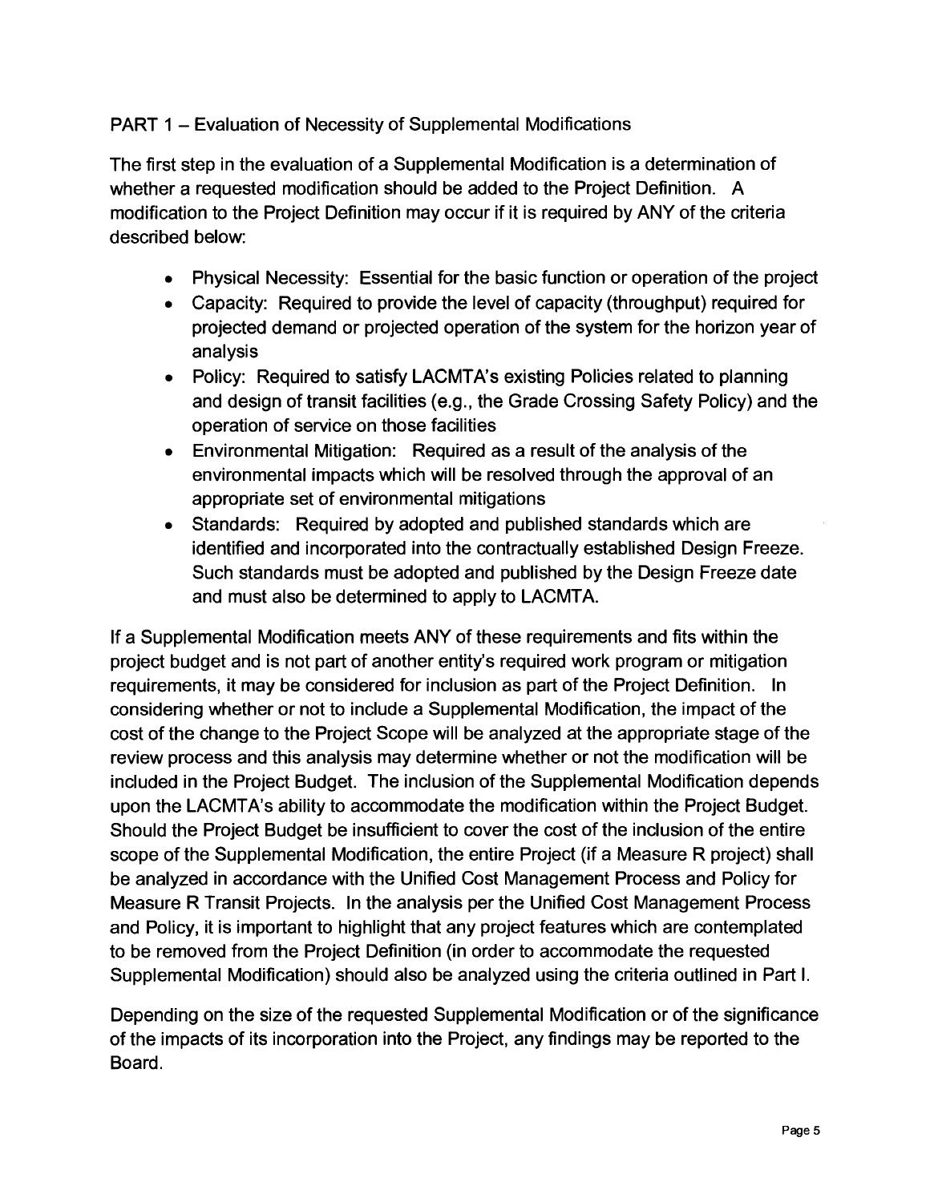## PART 1 – Evaluation of Necessity of Supplemental Modifications

The first step in the evaluation of a Supplemental Modification is a determination of whether a requested modification should be added to the Project Definition. A modification to the Project Definition may occur if it is required by ANY of the criteria described below:

- Physical Necessity: Essential for the basic function or operation of the project
- Capacity: Required to provide the level of capacity (throughput) required for projected demand or projected operation of the system for the horizon year of analysis
- Policy: Required to satisfy LACMTA's existing Policies related to planning and design of transit facilities (e.g., the Grade Crossing Safety Policy) and the operation of service on those facilities
- Environmental Mitigation: Required as a result of the analysis of the environmental impacts which will be resolved through the approval of an appropriate set of environmental mitigations
- Standards: Required by adopted and published standards which are identified and incorporated into the contractually established Design Freeze. Such standards must be adopted and published by the Design Freeze date and must also be determined to apply to LACMTA.

If a Supplemental Modification meets ANY of these requirements and fits within the project budget and is not part of another entity's required work program or mitigation requirements, it may be considered for inclusion as part of the Project Definition. In considering whether or not to include a Supplemental Modification, the impact of the cost of the change to the Project Scope will be analyzed at the appropriate stage of the review process and this analysis may determine whether or not the modification will be included in the Project Budget. The inclusion of the Supplemental Modification depends upon the LACMTA's ability to accommodate the modification within the Project Budget. Should the Project Budget be insufficient to cover the cost of the inclusion of the entire scope of the Supplemental Modification, the entire Project (if a Measure R project) shall be analyzed in accordance with the Unified Cost Management Process and Policy for Measure R Transit Projects. In the analysis per the Unified Cost Management Process and Policy, it is important to highlight that any project features which are contemplated to be removed from the Project Definition (in order to accommodate the requested Supplemental Modification) should also be analyzed using the criteria outlined in Part I.

Depending on the size of the requested Supplemental Modification or of the significance of the impacts of its incorporation into the Project, any findings may be reported to the Board.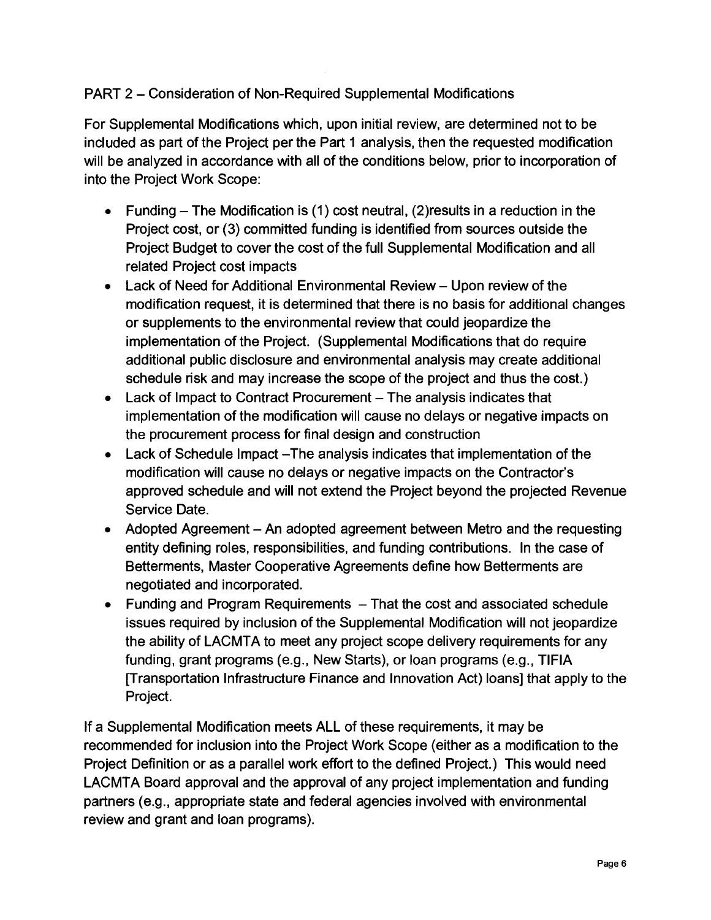PART 2 – Consideration of Non-Required Supplemental Modifications

For Supplemental Modifications which, upon initial review, are determined not to be included as part of the Project per the Part 1 analysis, then the requested modification will be analyzed in accordance with all of the conditions below, prior to incorporation of into the Project Work Scope:

- Funding – The Modification is (1) cost neutral, (2)results in a reduction in the Project cost, or (3) committed funding is identified from sources outside the Project Budget to cover the cost of the full Supplemental Modification and all related Project cost impacts
- Lack of Need for Additional Environmental Review – Upon review of the modification request, it is determined that there is no basis for additional changes or supplements to the environmental review that could jeopardize the implementation of the Project. (Supplemental Modifications that do require additional public disclosure and environmental analysis may create additional schedule risk and may increase the scope of the project and thus the cost.)
- Lack of Impact to Contract Procurement – The analysis indicates that implementation of the modification will cause no delays or negative impacts on the procurement process for final design and construction
- Lack of Schedule Impact –The analysis indicates that implementation of the modification will cause no delays or negative impacts on the Contractor's approved schedule and will not extend the Project beyond the projected Revenue Service Date.
- Adopted Agreement – An adopted agreement between Metro and the requesting entity defining roles, responsibilities, and funding contributions. In the case of Betterments, Master Cooperative Agreements define how Betterments are negotiated and incorporated.
- Funding and Program Requirements – That the cost and associated schedule issues required by inclusion of the Supplemental Modification will not jeopardize the ability of LACMTA to meet any project scope delivery requirements for any funding, grant programs (e.g., New Starts), or loan programs (e.g., TIFIA [Transportation Infrastructure Finance and Innovation Act) loans] that apply to the Project.

If a Supplemental Modification meets ALL of these requirements, it may be recommended for inclusion into the Project Work Scope (either as a modification to the Project Definition or as a parallel work effort to the defined Project.) This would need LACMTA Board approval and the approval of any project implementation and funding partners (e.g., appropriate state and federal agencies involved with environmental review and grant and loan programs).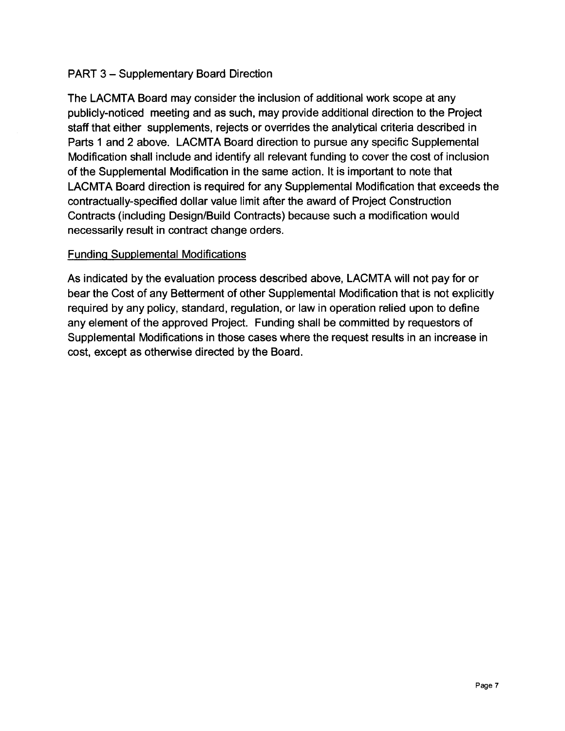## PART 3 – Supplementary Board Direction

The LACMTA Board may consider the inclusion of additional work scope at any publicly-noticed meeting and as such, may provide additional direction to the Project staff that either supplements, rejects or overrides the analytical criteria described in Parts 1 and 2 above. LACMTA Board direction to pursue any specific Supplemental Modification shall include and identify all relevant funding to cover the cost of inclusion of the Supplemental Modification in the same action. It is important to note that LACMTA Board direction is required for any Supplemental Modification that exceeds the contractually-specified dollar value limit after the award of Project Construction Contracts (including Design/Build Contracts) because such a modification would necessarily result in contract change orders.

### Funding Supplemental Modifications

As indicated by the evaluation process described above, LACMTA will not pay for or bear the Cost of any Betterment of other Supplemental Modification that is not explicitly required by any policy, standard, regulation, or law in operation relied upon to define any element of the approved Project. Funding shall be committed by requestors of Supplemental Modifications in those cases where the request results in an increase in cost, except as otherwise directed by the Board.